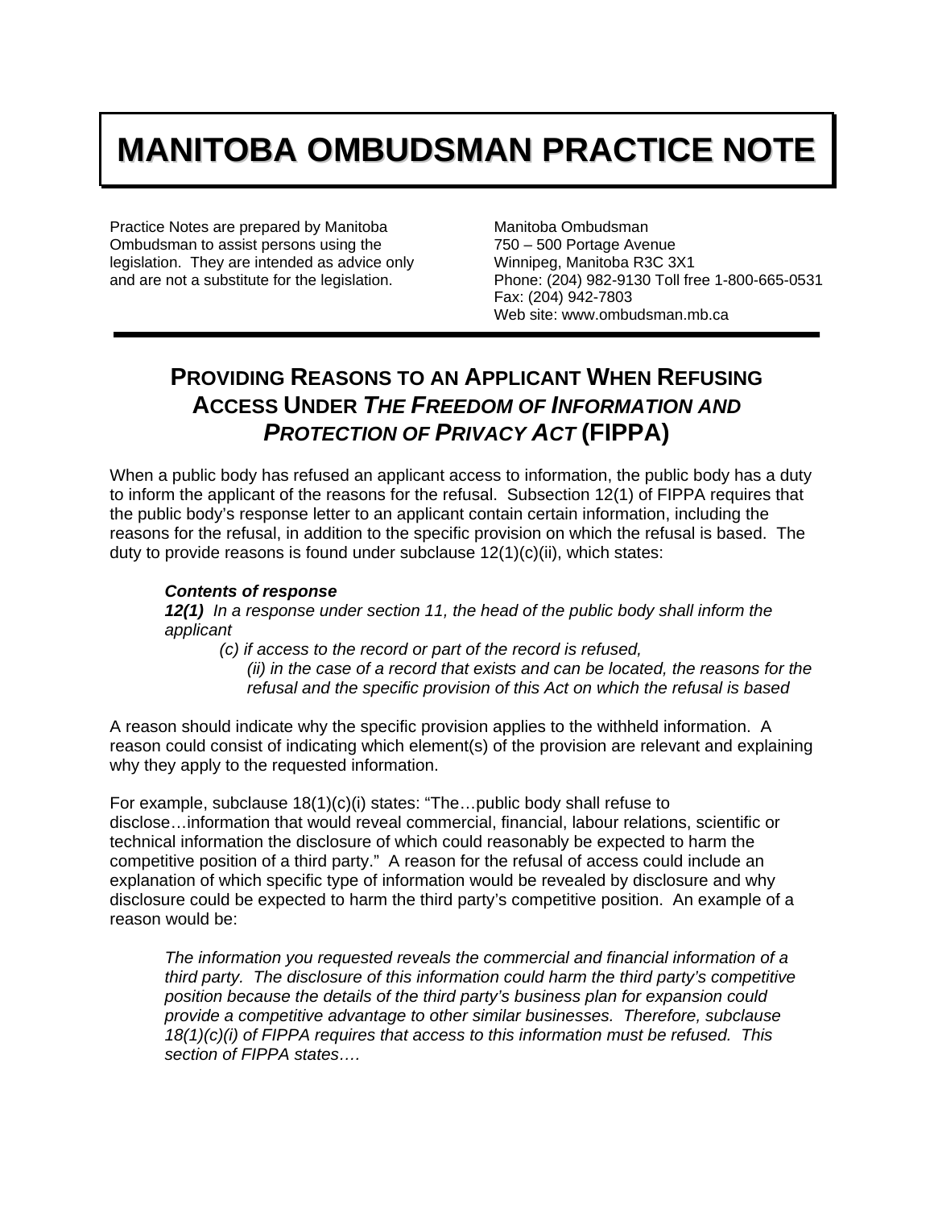# MANITOBA OMBUDSMAN PRACTICE NOTE

Practice Notes are prepared by Manitoba Ombudsman to assist persons using the legislation. They are intended as advice only and are not a substitute for the legislation.

Manitoba Ombudsman
750 – 500 Portage Avenue
Winnipeg, Manitoba R3C 3X1
Phone: (204) 982-9130 Toll free 1-800-665-0531
Fax: (204) 942-7803
Web site: www.ombudsman.mb.ca

## PROVIDING REASONS TO AN APPLICANT WHEN REFUSING ACCESS UNDER *THE FREEDOM OF INFORMATION AND PROTECTION OF PRIVACY ACT* (FIPPA)

When a public body has refused an applicant access to information, the public body has a duty to inform the applicant of the reasons for the refusal. Subsection 12(1) of FIPPA requires that the public body's response letter to an applicant contain certain information, including the reasons for the refusal, in addition to the specific provision on which the refusal is based. The duty to provide reasons is found under subclause 12(1)(c)(ii), which states:

> ***Contents of response***
> ***12(1)*** *In a response under section 11, the head of the public body shall inform the applicant*
>
> *(c) if access to the record or part of the record is refused,*
>
> *(ii) in the case of a record that exists and can be located, the reasons for the refusal and the specific provision of this Act on which the refusal is based*

A reason should indicate why the specific provision applies to the withheld information. A reason could consist of indicating which element(s) of the provision are relevant and explaining why they apply to the requested information.

For example, subclause 18(1)(c)(i) states: "The…public body shall refuse to disclose…information that would reveal commercial, financial, labour relations, scientific or technical information the disclosure of which could reasonably be expected to harm the competitive position of a third party." A reason for the refusal of access could include an explanation of which specific type of information would be revealed by disclosure and why disclosure could be expected to harm the third party's competitive position. An example of a reason would be:

> *The information you requested reveals the commercial and financial information of a third party. The disclosure of this information could harm the third party's competitive position because the details of the third party's business plan for expansion could provide a competitive advantage to other similar businesses. Therefore, subclause 18(1)(c)(i) of FIPPA requires that access to this information must be refused. This section of FIPPA states….*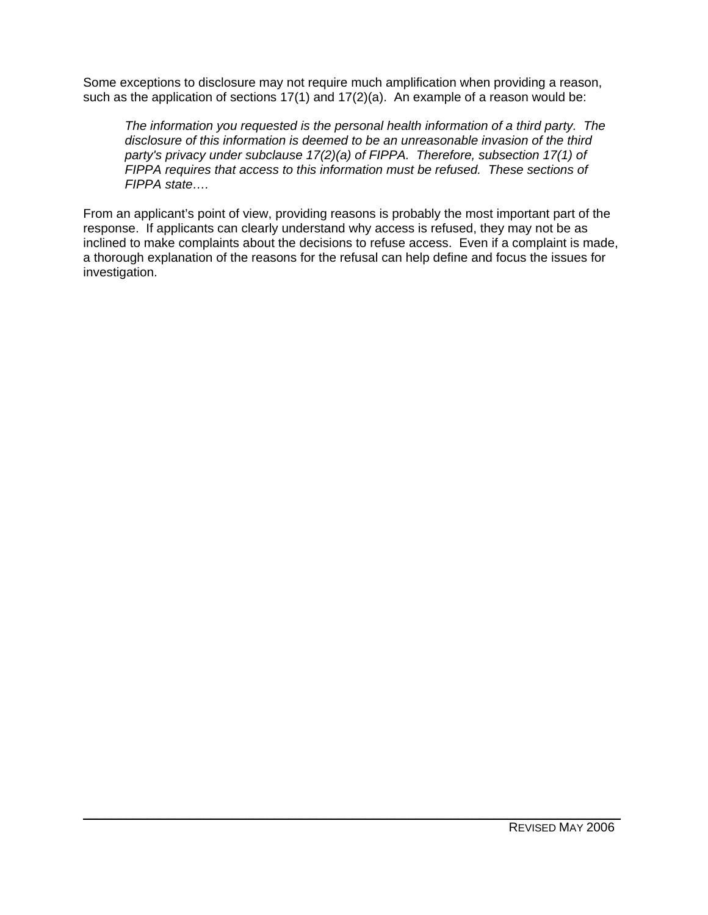Some exceptions to disclosure may not require much amplification when providing a reason, such as the application of sections 17(1) and 17(2)(a). An example of a reason would be:

> *The information you requested is the personal health information of a third party. The disclosure of this information is deemed to be an unreasonable invasion of the third party's privacy under subclause 17(2)(a) of FIPPA. Therefore, subsection 17(1) of FIPPA requires that access to this information must be refused. These sections of FIPPA state….*

From an applicant's point of view, providing reasons is probably the most important part of the response. If applicants can clearly understand why access is refused, they may not be as inclined to make complaints about the decisions to refuse access. Even if a complaint is made, a thorough explanation of the reasons for the refusal can help define and focus the issues for investigation.